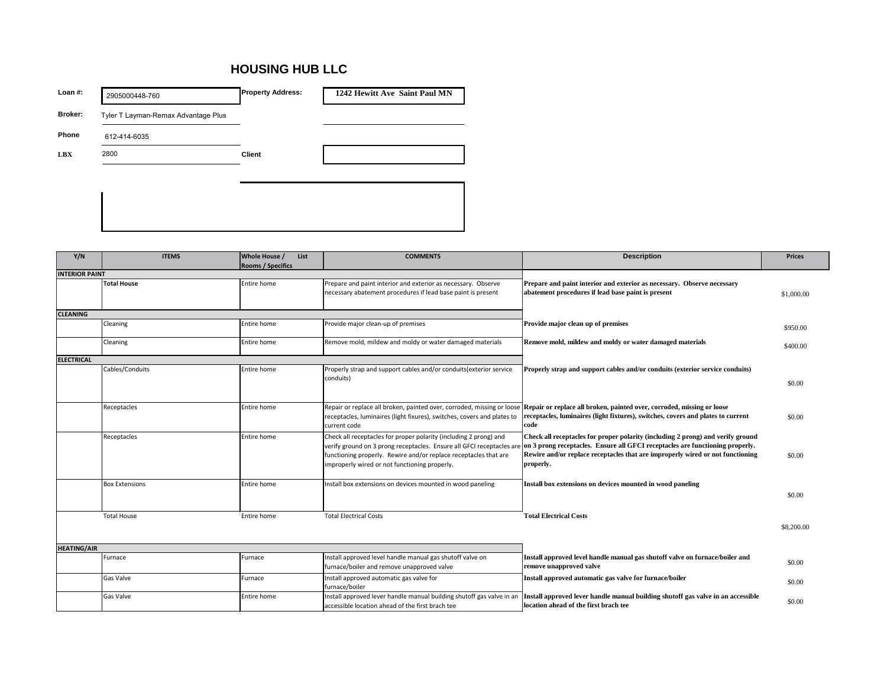# HOUSING HUB LLC

**Loan #:** 2905000448-760

**Property Address:** 1242 Hewitt Ave Saint Paul MN

**Broker:** Tyler T Layman-Remax Advantage Plus

**Phone** 612-414-6035

**LBX** 2800

**Client**

| Y/N | ITEMS | Whole House / List Rooms / Specifics | COMMENTS | Description | Prices |
|---|---|---|---|---|---|
| **INTERIOR PAINT** | | | | | |
| | **Total House** | Entire home | Prepare and paint interior and exterior as necessary. Observe necessary abatement procedures if lead base paint is present | **Prepare and paint interior and exterior as necessary. Observe necessary abatement procedures if lead base paint is present** | $1,000.00 |
| **CLEANING** | | | | | |
| | Cleaning | Entire home | Provide major clean-up of premises | **Provide major clean up of premises** | $950.00 |
| | Cleaning | Entire home | Remove mold, mildew and moldy or water damaged materials | **Remove mold, mildew and moldy or water damaged materials** | $400.00 |
| **ELECTRICAL** | | | | | |
| | Cables/Conduits | Entire home | Properly strap and support cables and/or conduits(exterior service conduits) | **Properly strap and support cables and/or conduits (exterior service conduits)** | $0.00 |
| | Receptacles | Entire home | Repair or replace all broken, painted over, corroded, missing or loose receptacles, luminaires (light fixtures), switches, covers and plates to current code | **Repair or replace all broken, painted over, corroded, missing or loose receptacles, luminaires (light fixtures), switches, covers and plates to current code** | $0.00 |
| | Receptacles | Entire home | Check all receptacles for proper polarity (including 2 prong) and verify ground on 3 prong receptacles. Ensure all GFCI receptacles are functioning properly. Rewire and/or replace receptacles that are improperly wired or not functioning properly. | **Check all receptacles for proper polarity (including 2 prong) and verify ground on 3 prong receptacles. Ensure all GFCI receptacles are functioning properly. Rewire and/or replace receptacles that are improperly wired or not functioning properly.** | $0.00 |
| | Box Extensions | Entire home | Install box extensions on devices mounted in wood paneling | **Install box extensions on devices mounted in wood paneling** | $0.00 |
| | Total House | Entire home | Total Electrical Costs | **Total Electrical Costs** | $8,200.00 |
| **HEATING/AIR** | | | | | |
| | Furnace | Furnace | Install approved level handle manual gas shutoff valve on furnace/boiler and remove unapproved valve | **Install approved level handle manual gas shutoff valve on furnace/boiler and remove unapproved valve** | $0.00 |
| | Gas Valve | Furnace | Install approved automatic gas valve for furnace/boiler | **Install approved automatic gas valve for furnace/boiler** | $0.00 |
| | Gas Valve | Entire home | Install approved lever handle manual building shutoff gas valve in an accessible location ahead of the first brach tee | **Install approved lever handle manual building shutoff gas valve in an accessible location ahead of the first brach tee** | $0.00 |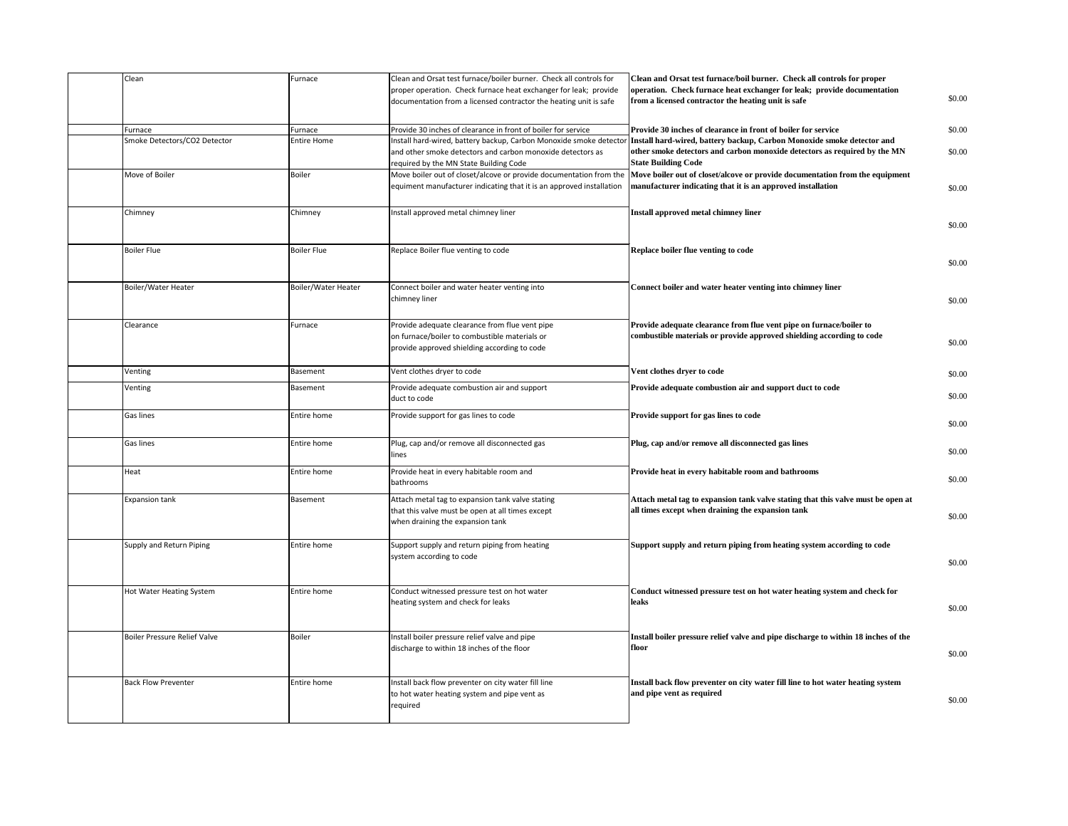| | | | | | |
|---|---|---|---|---|---|
| | Clean | Furnace | Clean and Orsat test furnace/boiler burner. Check all controls for proper operation. Check furnace heat exchanger for leak; provide documentation from a licensed contractor the heating unit is safe | **Clean and Orsat test furnace/boil burner. Check all controls for proper operation. Check furnace heat exchanger for leak; provide documentation from a licensed contractor the heating unit is safe** | $0.00 |
| | Furnace | Furnace | Provide 30 inches of clearance in front of boiler for service | **Provide 30 inches of clearance in front of boiler for service** | $0.00 |
| | Smoke Detectors/CO2 Detector | Entire Home | Install hard-wired, battery backup, Carbon Monoxide smoke detector and other smoke detectors and carbon monoxide detectors as required by the MN State Building Code | **Install hard-wired, battery backup, Carbon Monoxide smoke detector and other smoke detectors and carbon monoxide detectors as required by the MN State Building Code** | $0.00 |
| | Move of Boiler | Boiler | Move boiler out of closet/alcove or provide documentation from the equiment manufacturer indicating that it is an approved installation | **Move boiler out of closet/alcove or provide documentation from the equipment manufacturer indicating that it is an approved installation** | $0.00 |
| | Chimney | Chimney | Install approved metal chimney liner | **Install approved metal chimney liner** | $0.00 |
| | Boiler Flue | Boiler Flue | Replace Boiler flue venting to code | **Replace boiler flue venting to code** | $0.00 |
| | Boiler/Water Heater | Boiler/Water Heater | Connect boiler and water heater venting into chimney liner | **Connect boiler and water heater venting into chimney liner** | $0.00 |
| | Clearance | Furnace | Provide adequate clearance from flue vent pipe on furnace/boiler to combustible materials or provide approved shielding according to code | **Provide adequate clearance from flue vent pipe on furnace/boiler to combustible materials or provide approved shielding according to code** | $0.00 |
| | Venting | Basement | Vent clothes dryer to code | **Vent clothes dryer to code** | $0.00 |
| | Venting | Basement | Provide adequate combustion air and support duct to code | **Provide adequate combustion air and support duct to code** | $0.00 |
| | Gas lines | Entire home | Provide support for gas lines to code | **Provide support for gas lines to code** | $0.00 |
| | Gas lines | Entire home | Plug, cap and/or remove all disconnected gas lines | **Plug, cap and/or remove all disconnected gas lines** | $0.00 |
| | Heat | Entire home | Provide heat in every habitable room and bathrooms | **Provide heat in every habitable room and bathrooms** | $0.00 |
| | Expansion tank | Basement | Attach metal tag to expansion tank valve stating that this valve must be open at all times except when draining the expansion tank | **Attach metal tag to expansion tank valve stating that this valve must be open at all times except when draining the expansion tank** | $0.00 |
| | Supply and Return Piping | Entire home | Support supply and return piping from heating system according to code | **Support supply and return piping from heating system according to code** | $0.00 |
| | Hot Water Heating System | Entire home | Conduct witnessed pressure test on hot water heating system and check for leaks | **Conduct witnessed pressure test on hot water heating system and check for leaks** | $0.00 |
| | Boiler Pressure Relief Valve | Boiler | Install boiler pressure relief valve and pipe discharge to within 18 inches of the floor | **Install boiler pressure relief valve and pipe discharge to within 18 inches of the floor** | $0.00 |
| | Back Flow Preventer | Entire home | Install back flow preventer on city water fill line to hot water heating system and pipe vent as required | **Install back flow preventer on city water fill line to hot water heating system and pipe vent as required** | $0.00 |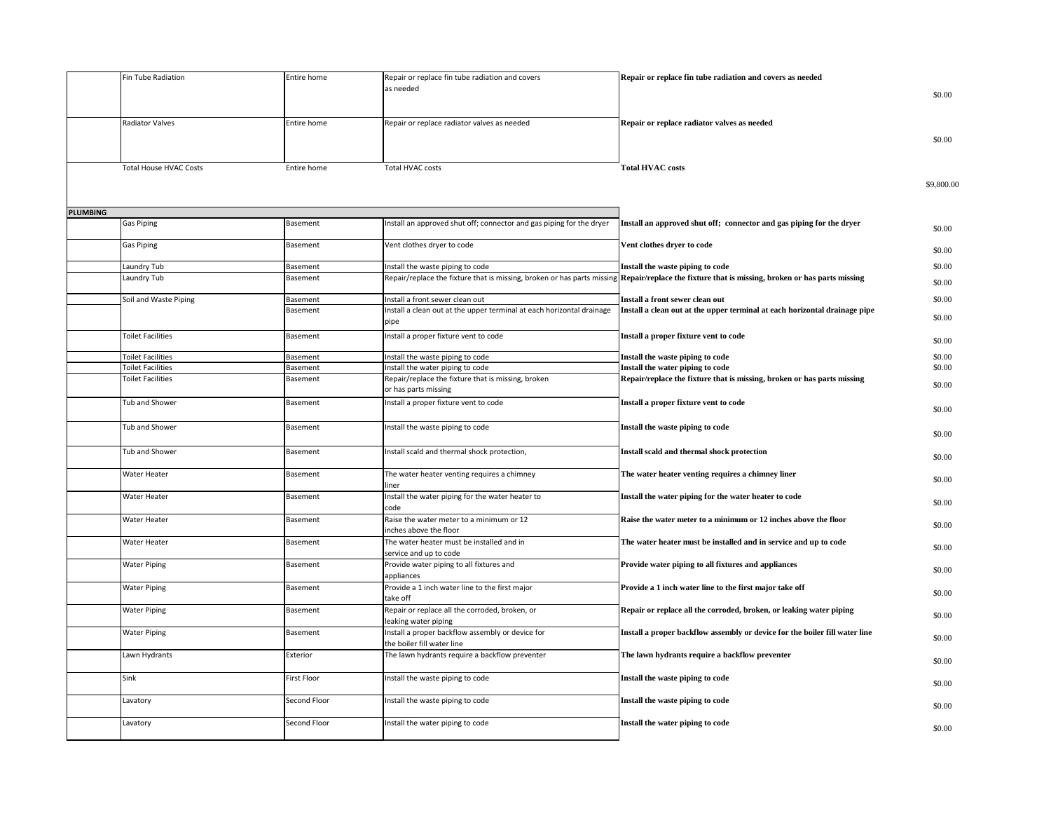| | | | | | |
|---|---|---|---|---|---|
| | Fin Tube Radiation | Entire home | Repair or replace fin tube radiation and covers as needed | **Repair or replace fin tube radiation and covers as needed** | $0.00 |
| | Radiator Valves | Entire home | Repair or replace radiator valves as needed | **Repair or replace radiator valves as needed** | $0.00 |
| | Total House HVAC Costs | Entire home | Total HVAC costs | **Total HVAC costs** | $9,800.00 |
| **PLUMBING** | | | | | |
| | Gas Piping | Basement | Install an approved shut off; connector and gas piping for the dryer | **Install an approved shut off; connector and gas piping for the dryer** | $0.00 |
| | Gas Piping | Basement | Vent clothes dryer to code | **Vent clothes dryer to code** | $0.00 |
| | Laundry Tub | Basement | Install the waste piping to code | **Install the waste piping to code** | $0.00 |
| | Laundry Tub | Basement | Repair/replace the fixture that is missing, broken or has parts missing | **Repair/replace the fixture that is missing, broken or has parts missing** | $0.00 |
| | Soil and Waste Piping | Basement | Install a front sewer clean out | **Install a front sewer clean out** | $0.00 |
| | | Basement | Install a clean out at the upper terminal at each horizontal drainage pipe | **Install a clean out at the upper terminal at each horizontal drainage pipe** | $0.00 |
| | Toilet Facilities | Basement | Install a proper fixture vent to code | **Install a proper fixture vent to code** | $0.00 |
| | Toilet Facilities | Basement | Install the waste piping to code | **Install the waste piping to code** | $0.00 |
| | Toilet Facilities | Basement | Install the water piping to code | **Install the water piping to code** | $0.00 |
| | Toilet Facilities | Basement | Repair/replace the fixture that is missing, broken or has parts missing | **Repair/replace the fixture that is missing, broken or has parts missing** | $0.00 |
| | Tub and Shower | Basement | Install a proper fixture vent to code | **Install a proper fixture vent to code** | $0.00 |
| | Tub and Shower | Basement | Install the waste piping to code | **Install the waste piping to code** | $0.00 |
| | Tub and Shower | Basement | Install scald and thermal shock protection, | **Install scald and thermal shock protection** | $0.00 |
| | Water Heater | Basement | The water heater venting requires a chimney liner | **The water heater venting requires a chimney liner** | $0.00 |
| | Water Heater | Basement | Install the water piping for the water heater to code | **Install the water piping for the water heater to code** | $0.00 |
| | Water Heater | Basement | Raise the water meter to a minimum or 12 inches above the floor | **Raise the water meter to a minimum or 12 inches above the floor** | $0.00 |
| | Water Heater | Basement | The water heater must be installed and in service and up to code | **The water heater must be installed and in service and up to code** | $0.00 |
| | Water Piping | Basement | Provide water piping to all fixtures and appliances | **Provide water piping to all fixtures and appliances** | $0.00 |
| | Water Piping | Basement | Provide a 1 inch water line to the first major take off | **Provide a 1 inch water line to the first major take off** | $0.00 |
| | Water Piping | Basement | Repair or replace all the corroded, broken, or leaking water piping | **Repair or replace all the corroded, broken, or leaking water piping** | $0.00 |
| | Water Piping | Basement | Install a proper backflow assembly or device for the boiler fill water line | **Install a proper backflow assembly or device for the boiler fill water line** | $0.00 |
| | Lawn Hydrants | Exterior | The lawn hydrants require a backflow preventer | **The lawn hydrants require a backflow preventer** | $0.00 |
| | Sink | First Floor | Install the waste piping to code | **Install the waste piping to code** | $0.00 |
| | Lavatory | Second Floor | Install the waste piping to code | **Install the waste piping to code** | $0.00 |
| | Lavatory | Second Floor | Install the water piping to code | **Install the water piping to code** | $0.00 |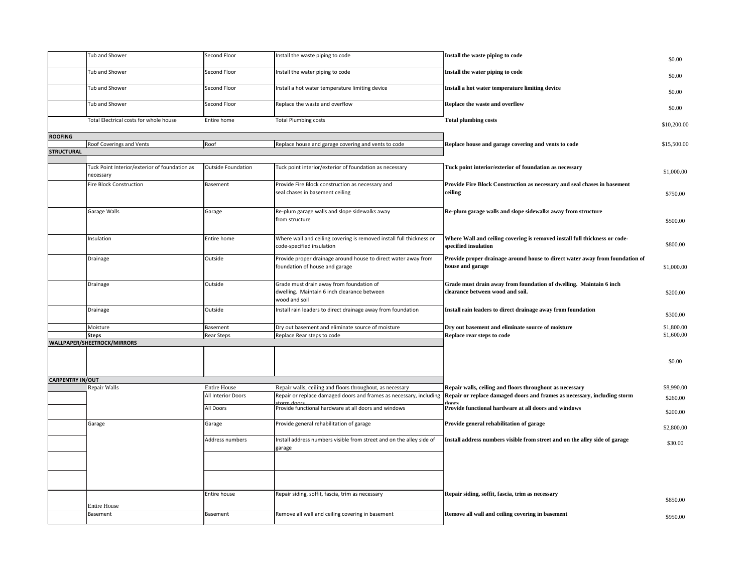| | | | | | |
|---|---|---|---|---|---|
| | Tub and Shower | Second Floor | Install the waste piping to code | **Install the waste piping to code** | $0.00 |
| | Tub and Shower | Second Floor | Install the water piping to code | **Install the water piping to code** | $0.00 |
| | Tub and Shower | Second Floor | Install a hot water temperature limiting device | **Install a hot water temperature limiting device** | $0.00 |
| | Tub and Shower | Second Floor | Replace the waste and overflow | **Replace the waste and overflow** | $0.00 |
| | Total Electrical costs for whole house | Entire home | Total Plumbing costs | **Total plumbing costs** | $10,200.00 |
| **ROOFING** | | | | | |
| | Roof Coverings and Vents | Roof | Replace house and garage covering and vents to code | **Replace house and garage covering and vents to code** | $15,500.00 |
| **STRUCTURAL** | | | | | |
| | | | | | |
| | Tuck Point Interior/exterior of foundation as necessary | Outside Foundation | Tuck point interior/exterior of foundation as necessary | **Tuck point interior/exterior of foundation as necessary** | $1,000.00 |
| | Fire Block Construction | Basement | Provide Fire Block construction as necessary and seal chases in basement ceiling | **Provide Fire Block Construction as necessary and seal chases in basement ceiling** | $750.00 |
| | Garage Walls | Garage | Re-plum garage walls and slope sidewalks away from structure | **Re-plum garage walls and slope sidewalks away from structure** | $500.00 |
| | Insulation | Entire home | Where wall and ceiling covering is removed install full thickness or code-specified insulation | **Where Wall and ceiling covering is removed install full thickness or code-specified insulation** | $800.00 |
| | Drainage | Outside | Provide proper drainage around house to direct water away from foundation of house and garage | **Provide proper drainage around house to direct water away from foundation of house and garage** | $1,000.00 |
| | Drainage | Outside | Grade must drain away from foundation of dwelling. Maintain 6 inch clearance between wood and soil | **Grade must drain away from foundation of dwelling. Maintain 6 inch clearance between wood and soil.** | $200.00 |
| | Drainage | Outside | Install rain leaders to direct drainage away from foundation | **Install rain leaders to direct drainage away from foundation** | $300.00 |
| | Moisture | Basement | Dry out basement and eliminate source of moisture | **Dry out basement and eliminate source of moisture** | $1,800.00 |
| | **Steps** | Rear Steps | Replace Rear steps to code | **Replace rear steps to code** | $1,600.00 |
| **WALLPAPER/SHEETROCK/MIRRORS** | | | | | |
| | | | | | $0.00 |
| **CARPENTRY IN/OUT** | | | | | |
| | Repair Walls | Entire House | Repair walls, ceiling and floors throughout, as necessary | **Repair walls, ceiling and floors throughout as necessary** | $8,990.00 |
| | | All Interior Doors | Repair or replace damaged doors and frames as necessary, including storm doors | **Repair or replace damaged doors and frames as necessary, including storm doors** | $260.00 |
| | | All Doors | Provide functional hardware at all doors and windows | **Provide functional hardware at all doors and windows** | $200.00 |
| | Garage | Garage | Provide general rehabilitation of garage | **Provide general rehabilitation of garage** | $2,800.00 |
| | | Address numbers | Install address numbers visible from street and on the alley side of garage | **Install address numbers visible from street and on the alley side of garage** | $30.00 |
| | | | | | |
| | | | | | |
| | Entire House | Entire house | Repair siding, soffit, fascia, trim as necessary | **Repair siding, soffit, fascia, trim as necessary** | $850.00 |
| | Basement | Basement | Remove all wall and ceiling covering in basement | **Remove all wall and ceiling covering in basement** | $950.00 |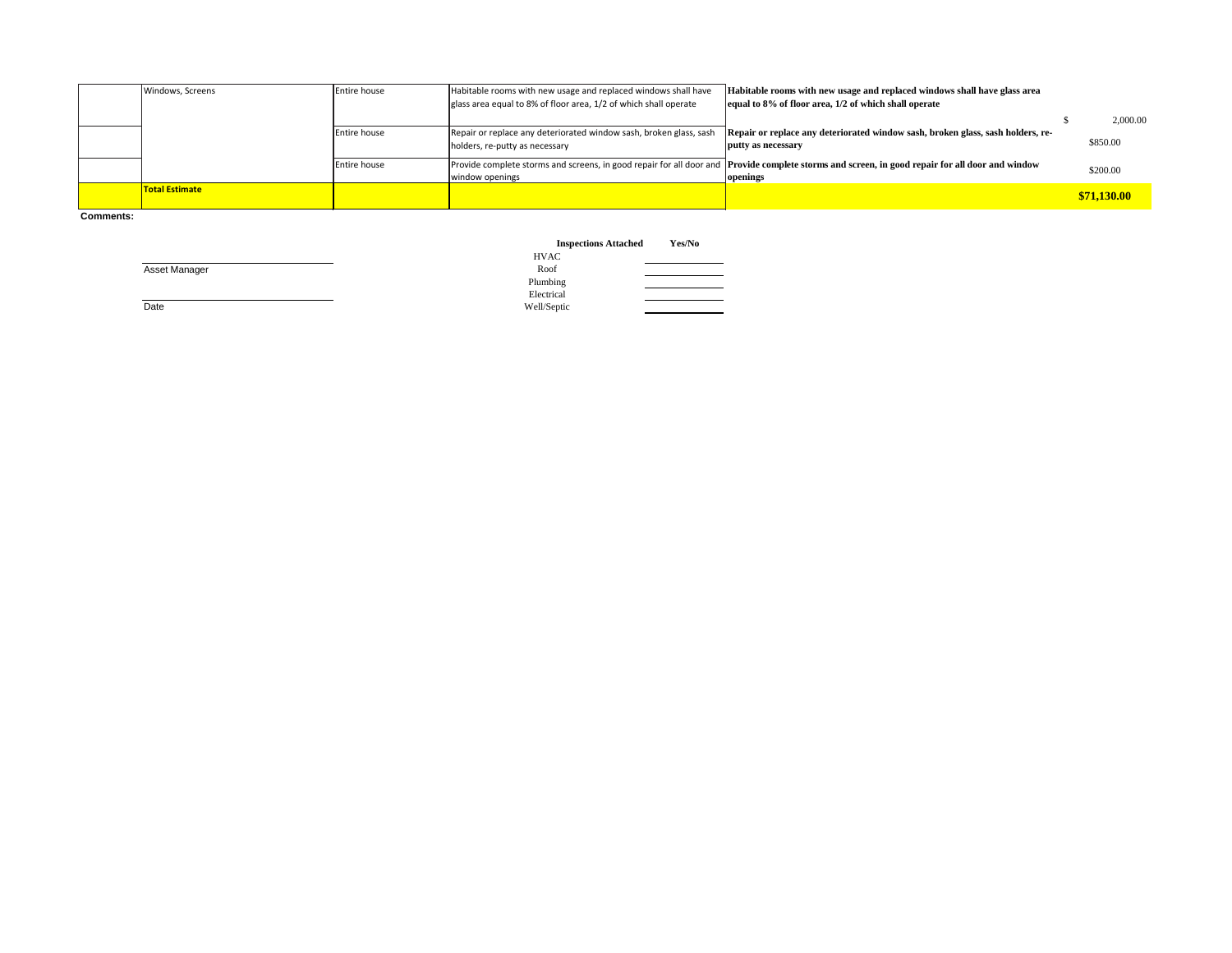| | | | | | |
|---|---|---|---|---|---|
| | Windows, Screens | Entire house | Habitable rooms with new usage and replaced windows shall have glass area equal to 8% of floor area, 1/2 of which shall operate | **Habitable rooms with new usage and replaced windows shall have glass area equal to 8% of floor area, 1/2 of which shall operate** | $ 2,000.00 |
| | | Entire house | Repair or replace any deteriorated window sash, broken glass, sash holders, re-putty as necessary | **Repair or replace any deteriorated window sash, broken glass, sash holders, re-putty as necessary** | $850.00 |
| | | Entire house | Provide complete storms and screens, in good repair for all door and window openings | **Provide complete storms and screen, in good repair for all door and window openings** | $200.00 |
| | **Total Estimate** | | | | **$71,130.00** |

**Comments:**

Asset Manager

Date

| **Inspections Attached** | **Yes/No** |
|---|---|
| HVAC | |
| Roof | |
| Plumbing | |
| Electrical | |
| Well/Septic | |